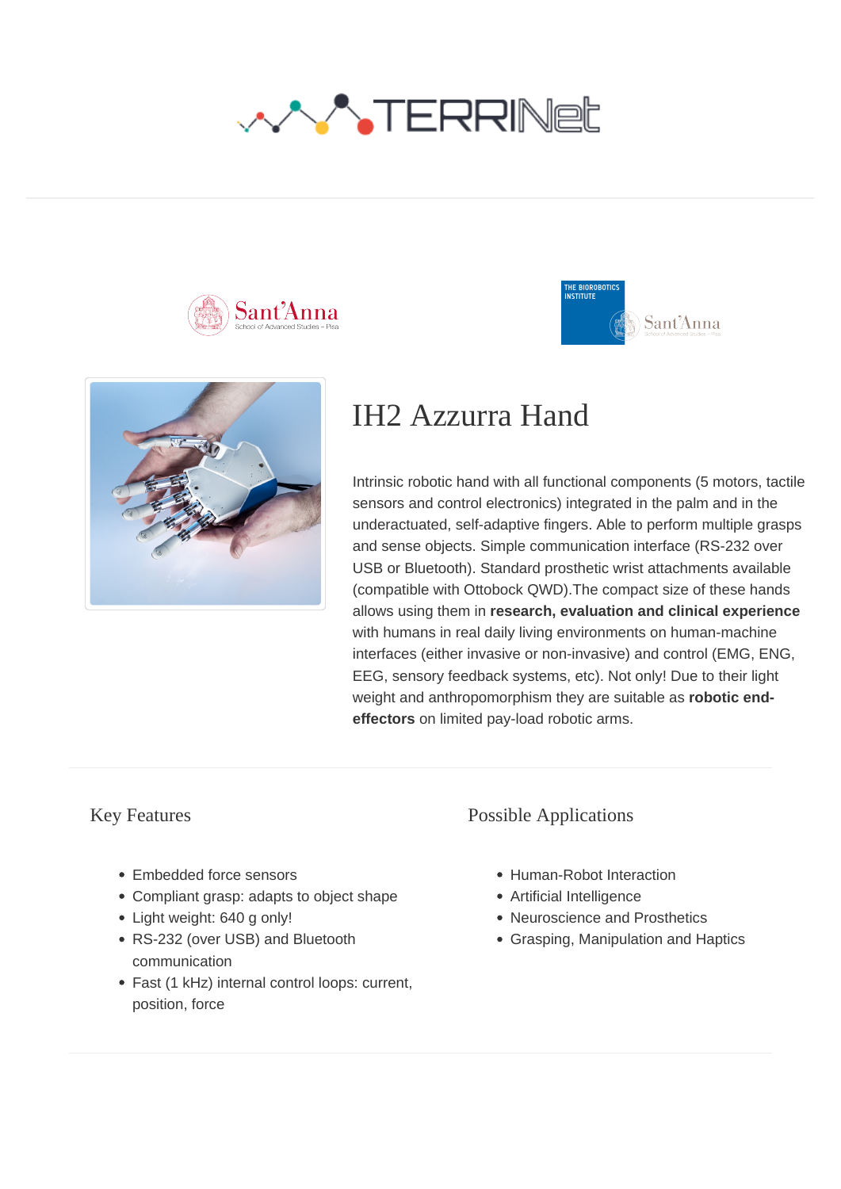# IH2 Azzurra Hand

Intrinsic robotic hand with all functional components (5 motors, tactile sensors and control electronics) integrated in the palm and in the underactuated, self-adaptive fingers. Able to perform multiple grasps and sense objects. Simple communication interface (RS-232 over USB or Bluetooth). Standard prosthetic wrist attachments available (compatible with Ottobock QWD).The compact size of these hands allows using them in **research, evaluation and clinical experience** with humans in real daily living environments on human-machine interfaces (either invasive or non-invasive) and control (EMG, ENG, EEG, sensory feedback systems, etc). Not only! Due to their light weight and anthropomorphism they are suitable as **robotic end-effectors** on limited pay-load robotic arms.

## Key Features

- Embedded force sensors
- Compliant grasp: adapts to object shape
- Light weight: 640 g only!
- RS-232 (over USB) and Bluetooth communication
- Fast (1 kHz) internal control loops: current, position, force

## Possible Applications

- Human-Robot Interaction
- Artificial Intelligence
- Neuroscience and Prosthetics
- Grasping, Manipulation and Haptics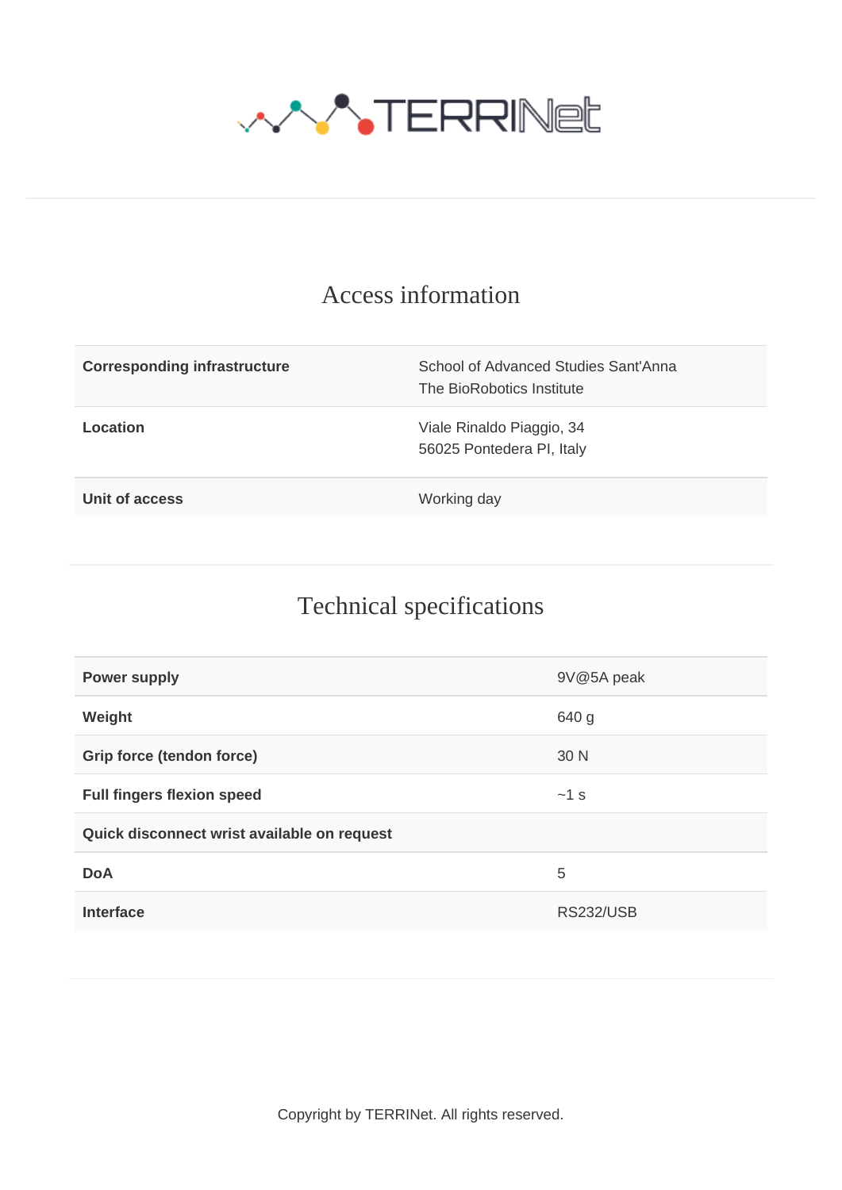## Access information

| Corresponding infrastructure | School of Advanced Studies Sant'Anna<br>The BioRobotics Institute |
|---|---|
| Location | Viale Rinaldo Piaggio, 34<br>56025 Pontedera PI, Italy |
| Unit of access | Working day |

## Technical specifications

| Power supply | 9V@5A peak |
|---|---|
| Weight | 640 g |
| Grip force (tendon force) | 30 N |
| Full fingers flexion speed | ~1 s |
| Quick disconnect wrist available on request | |
| DoA | 5 |
| Interface | RS232/USB |

Copyright by TERRINet. All rights reserved.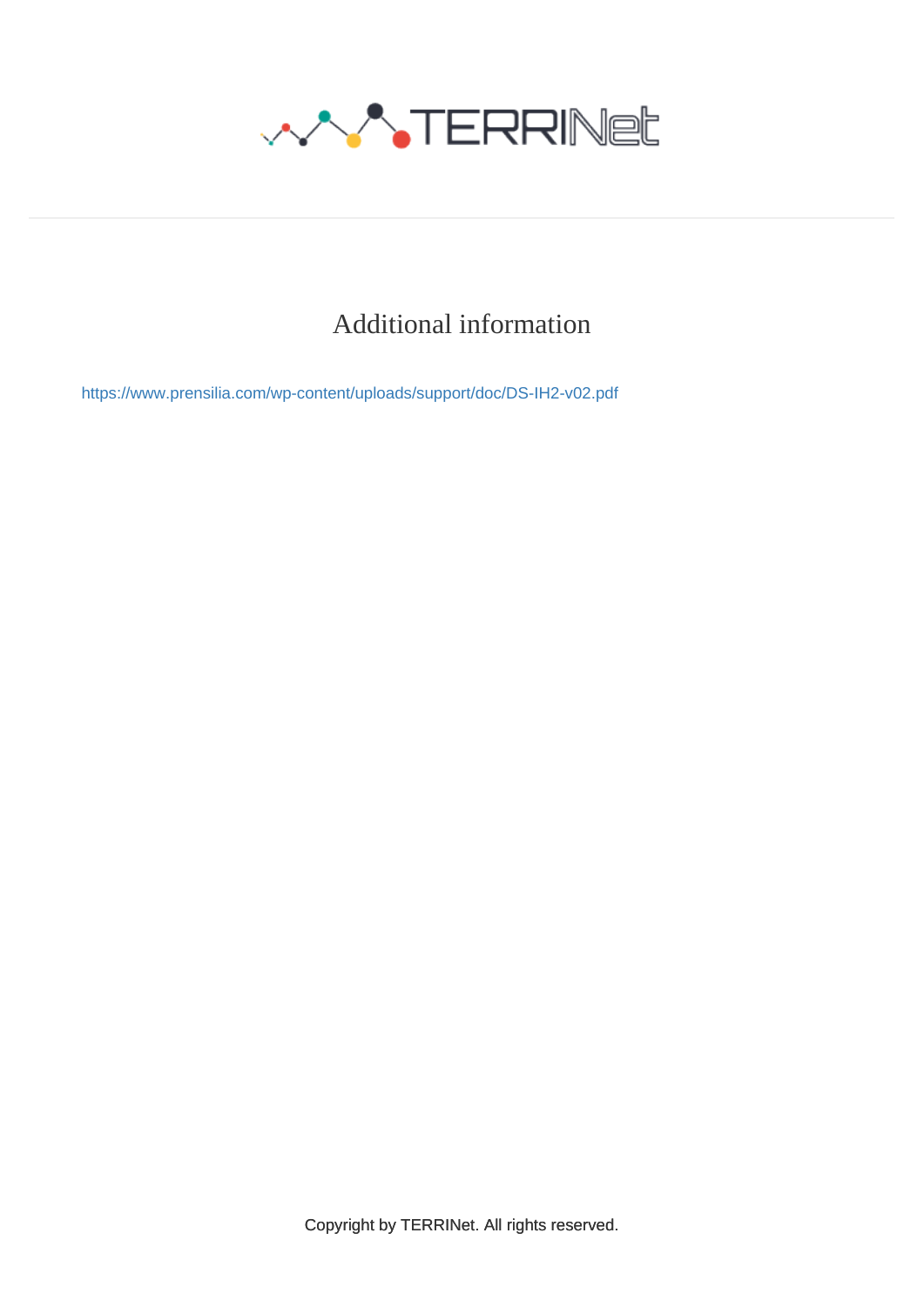# Additional information

https://www.prensilia.com/wp-content/uploads/support/doc/DS-IH2-v02.pdf